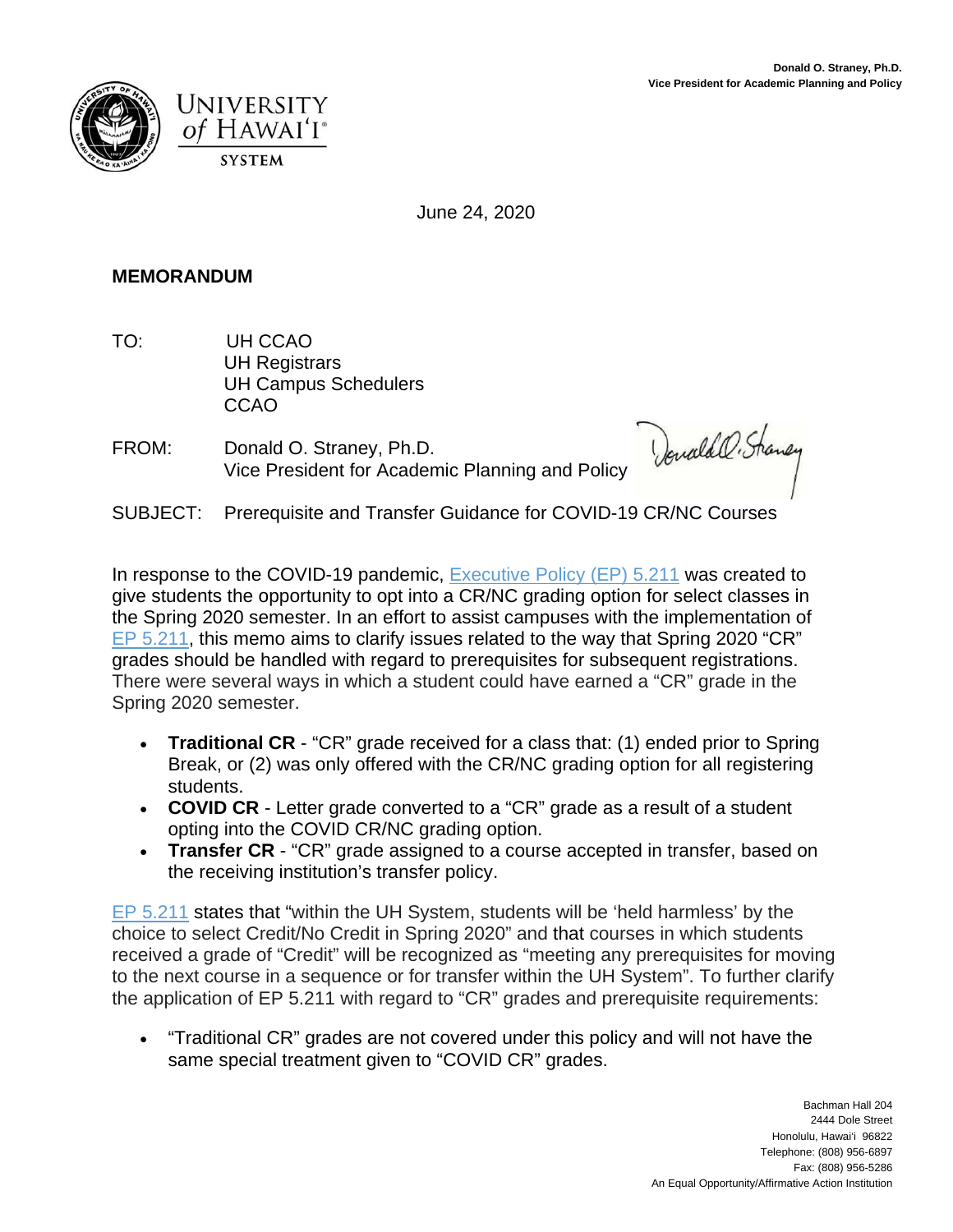Donald O. Straney, Ph.D.
Vice President for Academic Planning and Policy

UNIVERSITY of HAWAI'I SYSTEM

June 24, 2020

**MEMORANDUM**

TO: UH CCAO
UH Registrars
UH Campus Schedulers
CCAO

FROM: Donald O. Straney, Ph.D.
Vice President for Academic Planning and Policy

SUBJECT: Prerequisite and Transfer Guidance for COVID-19 CR/NC Courses

In response to the COVID-19 pandemic, Executive Policy (EP) 5.211 was created to give students the opportunity to opt into a CR/NC grading option for select classes in the Spring 2020 semester. In an effort to assist campuses with the implementation of EP 5.211, this memo aims to clarify issues related to the way that Spring 2020 "CR" grades should be handled with regard to prerequisites for subsequent registrations. There were several ways in which a student could have earned a "CR" grade in the Spring 2020 semester.

- **Traditional CR** - "CR" grade received for a class that: (1) ended prior to Spring Break, or (2) was only offered with the CR/NC grading option for all registering students.
- **COVID CR** - Letter grade converted to a "CR" grade as a result of a student opting into the COVID CR/NC grading option.
- **Transfer CR** - "CR" grade assigned to a course accepted in transfer, based on the receiving institution's transfer policy.

EP 5.211 states that "within the UH System, students will be 'held harmless' by the choice to select Credit/No Credit in Spring 2020" and that courses in which students received a grade of "Credit" will be recognized as "meeting any prerequisites for moving to the next course in a sequence or for transfer within the UH System". To further clarify the application of EP 5.211 with regard to "CR" grades and prerequisite requirements:

- "Traditional CR" grades are not covered under this policy and will not have the same special treatment given to "COVID CR" grades.

Bachman Hall 204
2444 Dole Street
Honolulu, Hawai'i 96822
Telephone: (808) 956-6897
Fax: (808) 956-5286
An Equal Opportunity/Affirmative Action Institution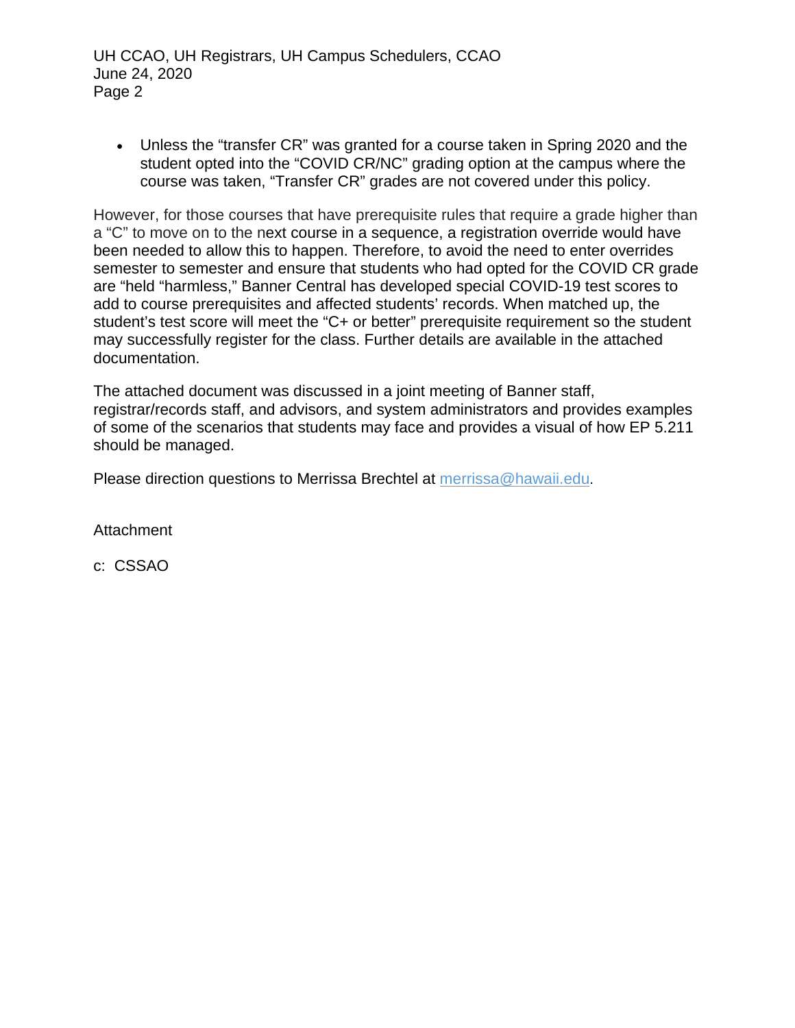- Unless the "transfer CR" was granted for a course taken in Spring 2020 and the student opted into the "COVID CR/NC" grading option at the campus where the course was taken, "Transfer CR" grades are not covered under this policy.

However, for those courses that have prerequisite rules that require a grade higher than a "C" to move on to the next course in a sequence, a registration override would have been needed to allow this to happen. Therefore, to avoid the need to enter overrides semester to semester and ensure that students who had opted for the COVID CR grade are "held "harmless," Banner Central has developed special COVID-19 test scores to add to course prerequisites and affected students' records. When matched up, the student's test score will meet the "C+ or better" prerequisite requirement so the student may successfully register for the class. Further details are available in the attached documentation.

The attached document was discussed in a joint meeting of Banner staff, registrar/records staff, and advisors, and system administrators and provides examples of some of the scenarios that students may face and provides a visual of how EP 5.211 should be managed.

Please direction questions to Merrissa Brechtel at merrissa@hawaii.edu.

Attachment

c: CSSAO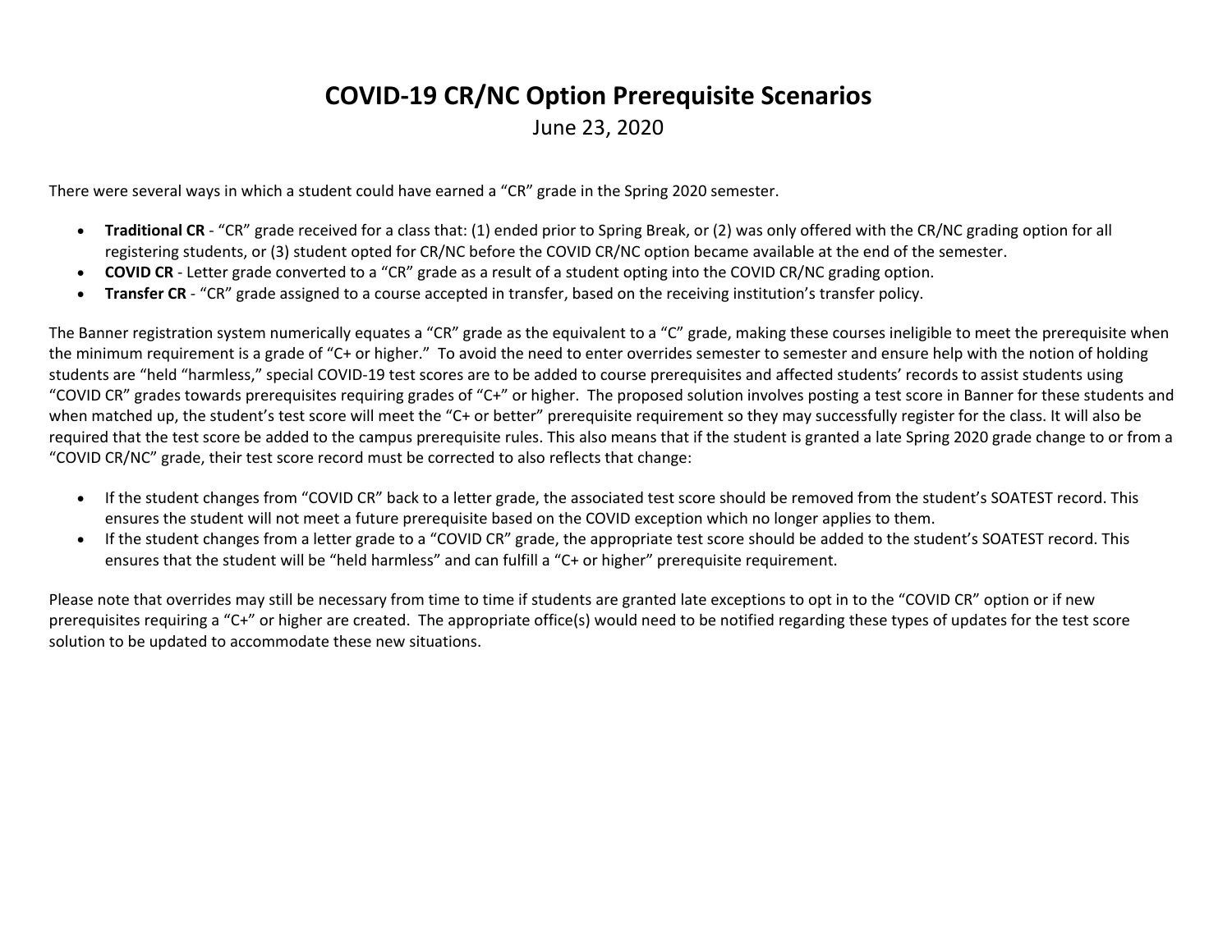# COVID-19 CR/NC Option Prerequisite Scenarios

June 23, 2020

There were several ways in which a student could have earned a "CR" grade in the Spring 2020 semester.

- **Traditional CR** - "CR" grade received for a class that: (1) ended prior to Spring Break, or (2) was only offered with the CR/NC grading option for all registering students, or (3) student opted for CR/NC before the COVID CR/NC option became available at the end of the semester.
- **COVID CR** - Letter grade converted to a "CR" grade as a result of a student opting into the COVID CR/NC grading option.
- **Transfer CR** - "CR" grade assigned to a course accepted in transfer, based on the receiving institution's transfer policy.

The Banner registration system numerically equates a "CR" grade as the equivalent to a "C" grade, making these courses ineligible to meet the prerequisite when the minimum requirement is a grade of "C+ or higher." To avoid the need to enter overrides semester to semester and ensure help with the notion of holding students are "held "harmless," special COVID-19 test scores are to be added to course prerequisites and affected students' records to assist students using "COVID CR" grades towards prerequisites requiring grades of "C+" or higher. The proposed solution involves posting a test score in Banner for these students and when matched up, the student's test score will meet the "C+ or better" prerequisite requirement so they may successfully register for the class. It will also be required that the test score be added to the campus prerequisite rules. This also means that if the student is granted a late Spring 2020 grade change to or from a "COVID CR/NC" grade, their test score record must be corrected to also reflects that change:

- If the student changes from "COVID CR" back to a letter grade, the associated test score should be removed from the student's SOATEST record. This ensures the student will not meet a future prerequisite based on the COVID exception which no longer applies to them.
- If the student changes from a letter grade to a "COVID CR" grade, the appropriate test score should be added to the student's SOATEST record. This ensures that the student will be "held harmless" and can fulfill a "C+ or higher" prerequisite requirement.

Please note that overrides may still be necessary from time to time if students are granted late exceptions to opt in to the "COVID CR" option or if new prerequisites requiring a "C+" or higher are created. The appropriate office(s) would need to be notified regarding these types of updates for the test score solution to be updated to accommodate these new situations.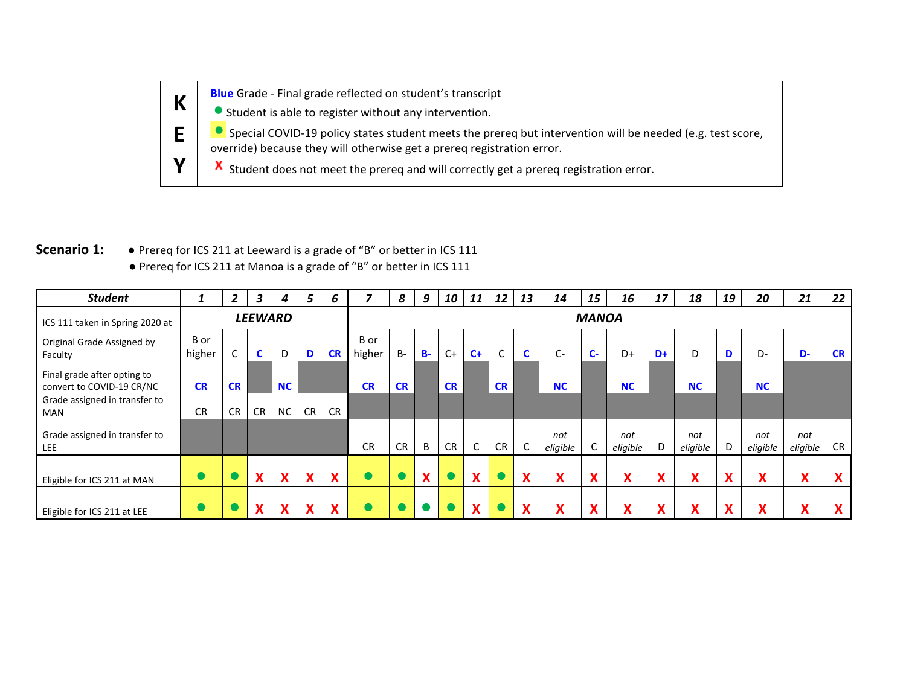| K E Y | |
|---|---|
| | **Blue** Grade - Final grade reflected on student's transcript |
| | ● Student is able to register without any intervention. |
| | ● (highlighted) Special COVID-19 policy states student meets the prereq but intervention will be needed (e.g. test score, override) because they will otherwise get a prereq registration error. |
| | X Student does not meet the prereq and will correctly get a prereq registration error. |

**Scenario 1:**

- Prereq for ICS 211 at Leeward is a grade of "B" or better in ICS 111
- Prereq for ICS 211 at Manoa is a grade of "B" or better in ICS 111

| ***Student*** | ***1*** | ***2*** | ***3*** | ***4*** | ***5*** | ***6*** | ***7*** | ***8*** | ***9*** | ***10*** | ***11*** | ***12*** | ***13*** | ***14*** | ***15*** | ***16*** | ***17*** | ***18*** | ***19*** | ***20*** | ***21*** | ***22*** |
|---|---|---|---|---|---|---|---|---|---|---|---|---|---|---|---|---|---|---|---|---|---|---|
| ICS 111 taken in Spring 2020 at | ***LEEWARD*** | | | | | | ***MANOA*** | | | | | | | | | | | | | | | |
| Original Grade Assigned by Faculty | B or higher | C | **C** | D | **D** | **CR** | B or higher | B- | **B-** | C+ | **C+** | C | **C** | C- | **C-** | D+ | **D+** | D | **D** | D- | **D-** | **CR** |
| Final grade after opting to convert to COVID-19 CR/NC | **CR** | **CR** | | **NC** | | | **CR** | **CR** | | **CR** | | **CR** | | **NC** | | **NC** | | **NC** | | **NC** | | |
| Grade assigned in transfer to MAN | CR | CR | CR | NC | CR | CR | | | | | | | | | | | | | | | | |
| Grade assigned in transfer to LEE | | | | | | | CR | CR | B | CR | C | CR | C | *not eligible* | C | *not eligible* | D | *not eligible* | D | *not eligible* | *not eligible* | CR |
| Eligible for ICS 211 at MAN | ● (highlighted) | ● (highlighted) | X | X | X | X | ● (highlighted) | ● (highlighted) | X | ● (highlighted) | X | ● (highlighted) | X | X | X | X | X | X | X | X | X | X |
| Eligible for ICS 211 at LEE | ● (highlighted) | ● (highlighted) | X | X | X | X | ● (highlighted) | ● (highlighted) | ● | ● (highlighted) | X | ● (highlighted) | X | X | X | X | X | X | X | X | X | X |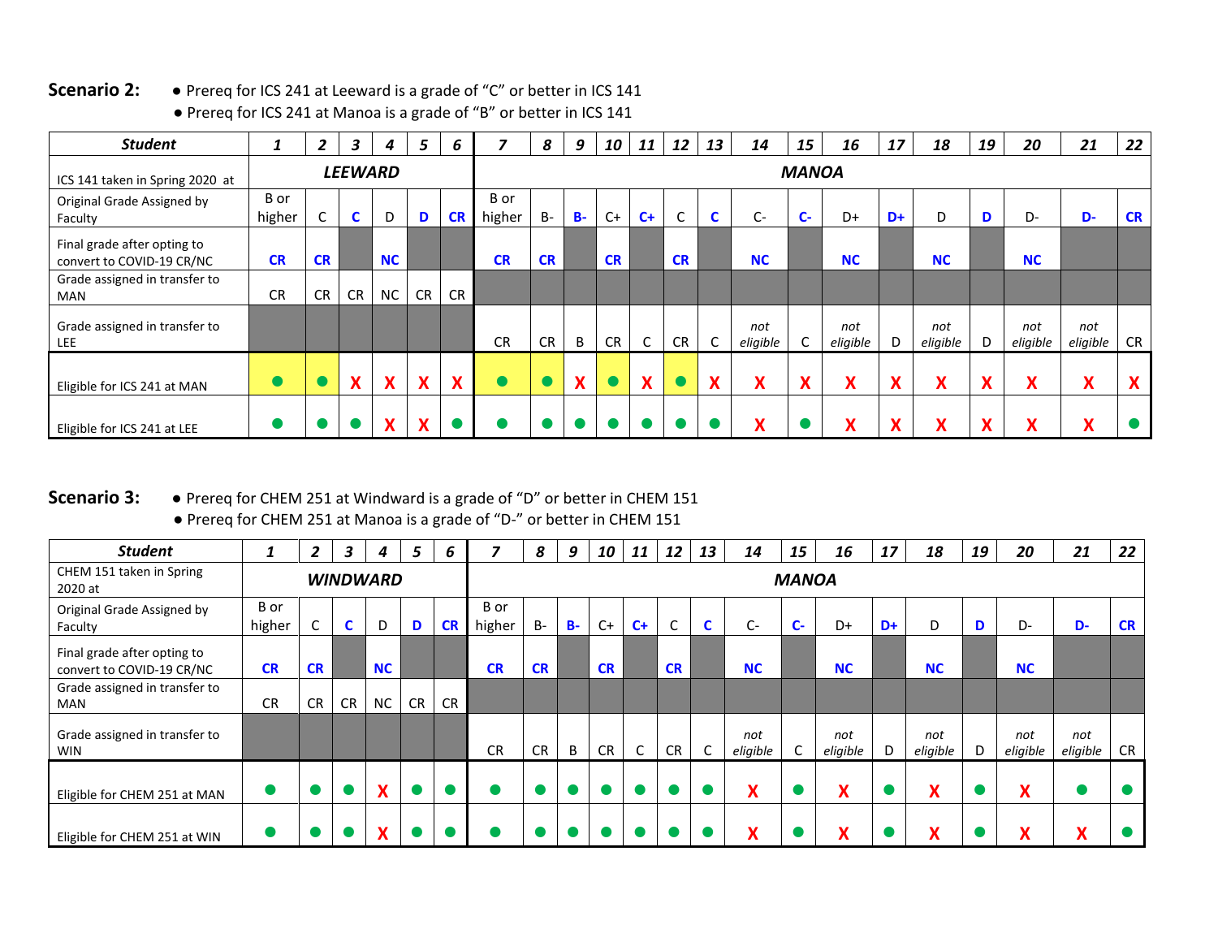**Scenario 2:**

- Prereq for ICS 241 at Leeward is a grade of "C" or better in ICS 141
- Prereq for ICS 241 at Manoa is a grade of "B" or better in ICS 141

| Student | 1 | 2 | 3 | 4 | 5 | 6 | 7 | 8 | 9 | 10 | 11 | 12 | 13 | 14 | 15 | 16 | 17 | 18 | 19 | 20 | 21 | 22 |
|---|---|---|---|---|---|---|---|---|---|---|---|---|---|---|---|---|---|---|---|---|---|---|
| ICS 141 taken in Spring 2020 at | LEEWARD | | | | | | MANOA | | | | | | | | | | | | | | | |
| Original Grade Assigned by Faculty | B or higher | C | C | D | D | CR | B or higher | B- | B- | C+ | C+ | C | C | C- | C- | D+ | D+ | D | D | D- | D- | CR |
| Final grade after opting to convert to COVID-19 CR/NC | CR | CR | | NC | | | CR | CR | | CR | | CR | | NC | | NC | | NC | | NC | | |
| Grade assigned in transfer to MAN | CR | CR | CR | NC | CR | CR | | | | | | | | | | | | | | | | |
| Grade assigned in transfer to LEE | | | | | | | CR | CR | B | CR | C | CR | C | *not eligible* | C | *not eligible* | D | *not eligible* | D | *not eligible* | *not eligible* | CR |
| Eligible for ICS 241 at MAN | ● | ● | X | X | X | X | ● | ● | X | ● | X | ● | X | X | X | X | X | X | X | X | X | X |
| Eligible for ICS 241 at LEE | ● | ● | ● | X | X | ● | ● | ● | ● | ● | ● | ● | ● | X | ● | X | X | X | X | X | X | ● |

**Scenario 3:**

- Prereq for CHEM 251 at Windward is a grade of "D" or better in CHEM 151
- Prereq for CHEM 251 at Manoa is a grade of "D-" or better in CHEM 151

| Student | 1 | 2 | 3 | 4 | 5 | 6 | 7 | 8 | 9 | 10 | 11 | 12 | 13 | 14 | 15 | 16 | 17 | 18 | 19 | 20 | 21 | 22 |
|---|---|---|---|---|---|---|---|---|---|---|---|---|---|---|---|---|---|---|---|---|---|---|
| CHEM 151 taken in Spring 2020 at | WINDWARD | | | | | | MANOA | | | | | | | | | | | | | | | |
| Original Grade Assigned by Faculty | B or higher | C | C | D | D | CR | B or higher | B- | B- | C+ | C+ | C | C | C- | C- | D+ | D+ | D | D | D- | D- | CR |
| Final grade after opting to convert to COVID-19 CR/NC | CR | CR | | NC | | | CR | CR | | CR | | CR | | NC | | NC | | NC | | NC | | |
| Grade assigned in transfer to MAN | CR | CR | CR | NC | CR | CR | | | | | | | | | | | | | | | | |
| Grade assigned in transfer to WIN | | | | | | | CR | CR | B | CR | C | CR | C | *not eligible* | C | *not eligible* | D | *not eligible* | D | *not eligible* | *not eligible* | CR |
| Eligible for CHEM 251 at MAN | ● | ● | ● | X | ● | ● | ● | ● | ● | ● | ● | ● | ● | X | ● | X | ● | X | ● | X | ● | ● |
| Eligible for CHEM 251 at WIN | ● | ● | ● | X | ● | ● | ● | ● | ● | ● | ● | ● | ● | X | ● | X | ● | X | ● | X | X | ● |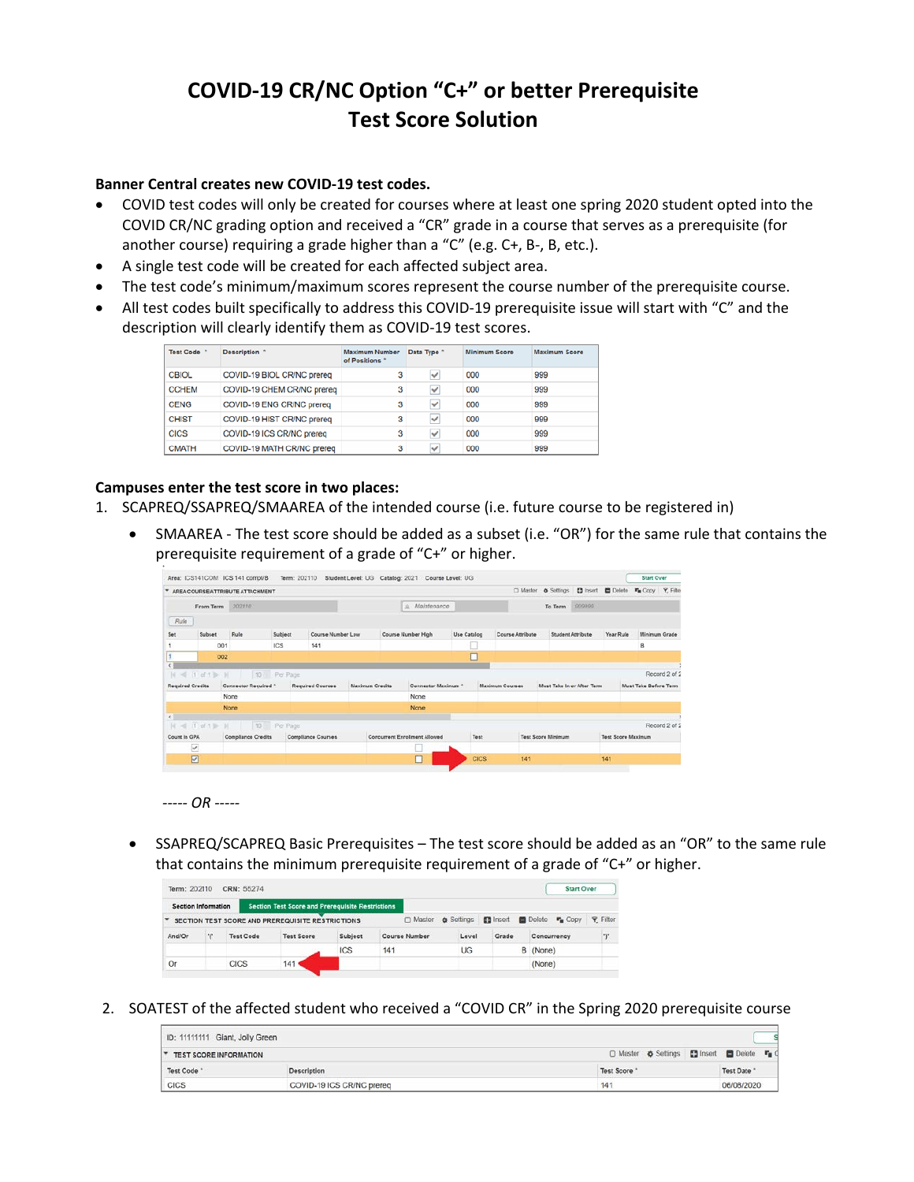# COVID-19 CR/NC Option "C+" or better Prerequisite Test Score Solution

**Banner Central creates new COVID-19 test codes.**

- COVID test codes will only be created for courses where at least one spring 2020 student opted into the COVID CR/NC grading option and received a "CR" grade in a course that serves as a prerequisite (for another course) requiring a grade higher than a "C" (e.g. C+, B-, B, etc.).
- A single test code will be created for each affected subject area.
- The test code's minimum/maximum scores represent the course number of the prerequisite course.
- All test codes built specifically to address this COVID-19 prerequisite issue will start with "C" and the description will clearly identify them as COVID-19 test scores.

| Test Code * | Description * | Maximum Number of Positions * | Data Type * | Minimum Score | Maximum Score |
|---|---|---|---|---|---|
| CBIOL | COVID-19 BIOL CR/NC prereq | 3 | ☑ | 000 | 999 |
| CCHEM | COVID-19 CHEM CR/NC prereq | 3 | ☑ | 000 | 999 |
| CENG | COVID-19 ENG CR/NC prereq | 3 | ☑ | 000 | 999 |
| CHIST | COVID-19 HIST CR/NC prereq | 3 | ☑ | 000 | 999 |
| CICS | COVID-19 ICS CR/NC prereq | 3 | ☑ | 000 | 999 |
| CMATH | COVID-19 MATH CR/NC prereq | 3 | ☑ | 000 | 999 |

**Campuses enter the test score in two places:**

1. SCAPREQ/SSAPREQ/SMAAREA of the intended course (i.e. future course to be registered in)
   - SMAAREA - The test score should be added as a subset (i.e. "OR") for the same rule that contains the prerequisite requirement of a grade of "C+" or higher.

Area: ICS141COM ICS 141 compl/B Term: 202110 Student Level: UG Catalog: 2021 Course Level: UG

AREA COURSE/ATTRIBUTE ATTACHMENT — From Term: 202110 | Maintenance | To Term: 999999

| Set | Subset | Rule | Subject | Course Number Low | Course Number High | Use Catalog | Course Attribute | Student Attribute | Year Rule | Minimum Grade |
|---|---|---|---|---|---|---|---|---|---|---|
| 1 | 001 | | ICS | 141 | | ☐ | | | | B |
| 1 | 002 | | | | | ☐ | | | | |

| Required Credits | Connector Required * | Required Courses | Maximum Credits | Connector Maximum * | Maximum Courses | Must Take In or After Term | Must Take Before Term |
|---|---|---|---|---|---|---|---|
| | None | | | None | | | |
| | None | | | None | | | |

| Count In GPA | Compliance Credits | Compliance Courses | Concurrent Enrollment Allowed | Test | Test Score Minimum | Test Score Maximum |
|---|---|---|---|---|---|---|
| ☑ | | | ☐ | | | |
| ☑ | | | ☐ | CICS | 141 | 141 |

----- OR -----

   - SSAPREQ/SCAPREQ Basic Prerequisites – The test score should be added as an "OR" to the same rule that contains the minimum prerequisite requirement of a grade of "C+" or higher.

Term: 202110 CRN: 55274

Section Information | Section Test Score and Prerequisite Restrictions

SECTION TEST SCORE AND PREREQUISITE RESTRICTIONS

| And/Or | '(' | Test Code | Test Score | Subject | Course Number | Level | Grade | Concurrency | ')' |
|---|---|---|---|---|---|---|---|---|---|
| | | | | ICS | 141 | UG | B | (None) | |
| Or | | CICS | 141 | | | | | (None) | |

2. SOATEST of the affected student who received a "COVID CR" in the Spring 2020 prerequisite course

ID: 11111111 Giant, Jolly Green

TEST SCORE INFORMATION

| Test Code * | Description | Test Score * | Test Date * |
|---|---|---|---|
| CICS | COVID-19 ICS CR/NC prereq | 141 | 06/08/2020 |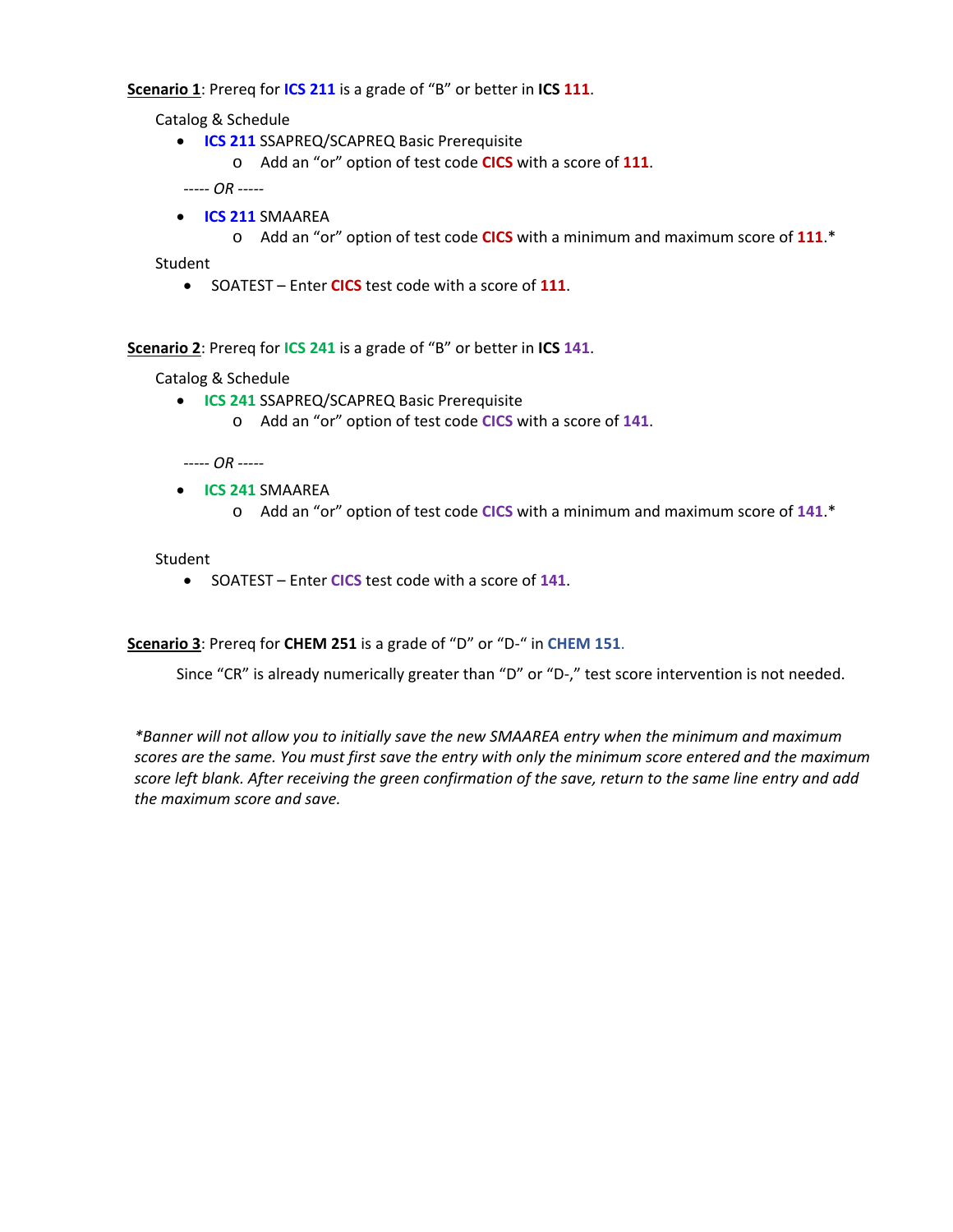**<u>Scenario 1</u>**: Prereq for **ICS 211** is a grade of "B" or better in **ICS 111**.

Catalog & Schedule

- **ICS 211** SSAPREQ/SCAPREQ Basic Prerequisite
  - Add an "or" option of test code **CICS** with a score of **111**.

*----- OR -----*

- **ICS 211** SMAAREA
  - Add an "or" option of test code **CICS** with a minimum and maximum score of **111**.*

Student

- SOATEST – Enter **CICS** test code with a score of **111**.

**<u>Scenario 2</u>**: Prereq for **ICS 241** is a grade of "B" or better in **ICS 141**.

Catalog & Schedule

- **ICS 241** SSAPREQ/SCAPREQ Basic Prerequisite
  - Add an "or" option of test code **CICS** with a score of **141**.

*----- OR -----*

- **ICS 241** SMAAREA
  - Add an "or" option of test code **CICS** with a minimum and maximum score of **141**.*

Student

- SOATEST – Enter **CICS** test code with a score of **141**.

**<u>Scenario 3</u>**: Prereq for **CHEM 251** is a grade of "D" or "D-" in **CHEM 151**.

Since "CR" is already numerically greater than "D" or "D-," test score intervention is not needed.

*\*Banner will not allow you to initially save the new SMAAREA entry when the minimum and maximum scores are the same. You must first save the entry with only the minimum score entered and the maximum score left blank. After receiving the green confirmation of the save, return to the same line entry and add the maximum score and save.*